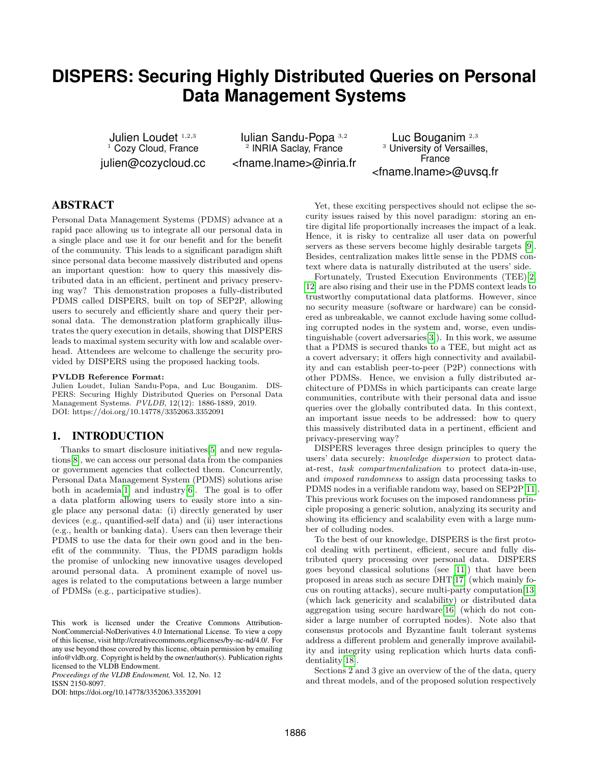# DISPERS: Securing Highly Distributed Queries on Personal Data Management Systems

Julien Loudet [1,2,3]
[1] Cozy Cloud, France
julien@cozycloud.cc

Iulian Sandu-Popa [3,2]
[2] INRIA Saclay, France
<fname.lname>@inria.fr

Luc Bouganim [2,3]
[3] University of Versailles, France
<fname.lname>@uvsq.fr

## ABSTRACT

Personal Data Management Systems (PDMS) advance at a rapid pace allowing us to integrate all our personal data in a single place and use it for our benefit and for the benefit of the community. This leads to a significant paradigm shift since personal data become massively distributed and opens an important question: how to query this massively distributed data in an efficient, pertinent and privacy preserving way? This demonstration proposes a fully-distributed PDMS called DISPERS, built on top of SEP2P, allowing users to securely and efficiently share and query their personal data. The demonstration platform graphically illustrates the query execution in details, showing that DISPERS leads to maximal system security with low and scalable overhead. Attendees are welcome to challenge the security provided by DISPERS using the proposed hacking tools.

**PVLDB Reference Format:**
Julien Loudet, Iulian Sandu-Popa, and Luc Bouganim. DISPERS: Securing Highly Distributed Queries on Personal Data Management Systems. *PVLDB*, 12(12): 1886-1889, 2019.
DOI: https://doi.org/10.14778/3352063.3352091

## 1. INTRODUCTION

Thanks to smart disclosure initiatives[5] and new regulations[8], we can access our personal data from the companies or government agencies that collected them. Concurrently, Personal Data Management System (PDMS) solutions arise both in academia[1] and industry[6]. The goal is to offer a data platform allowing users to easily store into a single place any personal data: (i) directly generated by user devices (e.g., quantified-self data) and (ii) user interactions (e.g., health or banking data). Users can then leverage their PDMS to use the data for their own good and in the benefit of the community. Thus, the PDMS paradigm holds the promise of unlocking new innovative usages developed around personal data. A prominent example of novel usages is related to the computations between a large number of PDMSs (e.g., participative studies).

This work is licensed under the Creative Commons Attribution-NonCommercial-NoDerivatives 4.0 International License. To view a copy of this license, visit http://creativecommons.org/licenses/by-nc-nd/4.0/. For any use beyond those covered by this license, obtain permission by emailing info@vldb.org. Copyright is held by the owner/author(s). Publication rights licensed to the VLDB Endowment.
*Proceedings of the VLDB Endowment,* Vol. 12, No. 12
ISSN 2150-8097.
DOI: https://doi.org/10.14778/3352063.3352091

Yet, these exciting perspectives should not eclipse the security issues raised by this novel paradigm: storing an entire digital life proportionally increases the impact of a leak. Hence, it is risky to centralize all user data on powerful servers as these servers become highly desirable targets [9]. Besides, centralization makes little sense in the PDMS context where data is naturally distributed at the users' side.

Fortunately, Trusted Execution Environments (TEE)[2, 12] are also rising and their use in the PDMS context leads to trustworthy computational data platforms. However, since no security measure (software or hardware) can be considered as unbreakable, we cannot exclude having some colluding corrupted nodes in the system and, worse, even undistinguishable (covert adversaries[3]). In this work, we assume that a PDMS is secured thanks to a TEE, but might act as a covert adversary; it offers high connectivity and availability and can establish peer-to-peer (P2P) connections with other PDMSs. Hence, we envision a fully distributed architecture of PDMSs in which participants can create large communities, contribute with their personal data and issue queries over the globally contributed data. In this context, an important issue needs to be addressed: how to query this massively distributed data in a pertinent, efficient and privacy-preserving way?

DISPERS leverages three design principles to query the users' data securely: *knowledge dispersion* to protect data-at-rest, *task compartmentalization* to protect data-in-use, and *imposed randomness* to assign data processing tasks to PDMS nodes in a verifiable random way, based on SEP2P[11]. This previous work focuses on the imposed randomness principle proposing a generic solution, analyzing its security and showing its efficiency and scalability even with a large number of colluding nodes.

To the best of our knowledge, DISPERS is the first protocol dealing with pertinent, efficient, secure and fully distributed query processing over personal data. DISPERS goes beyond classical solutions (see [11]) that have been proposed in areas such as secure DHT[17] (which mainly focus on routing attacks), secure multi-party computation[13] (which lack genericity and scalability) or distributed data aggregation using secure hardware[16] (which do not consider a large number of corrupted nodes). Note also that consensus protocols and Byzantine fault tolerant systems address a different problem and generally improve availability and integrity using replication which hurts data confidentiality[18].

Sections 2 and 3 give an overview of the of the data, query and threat models, and of the proposed solution respectively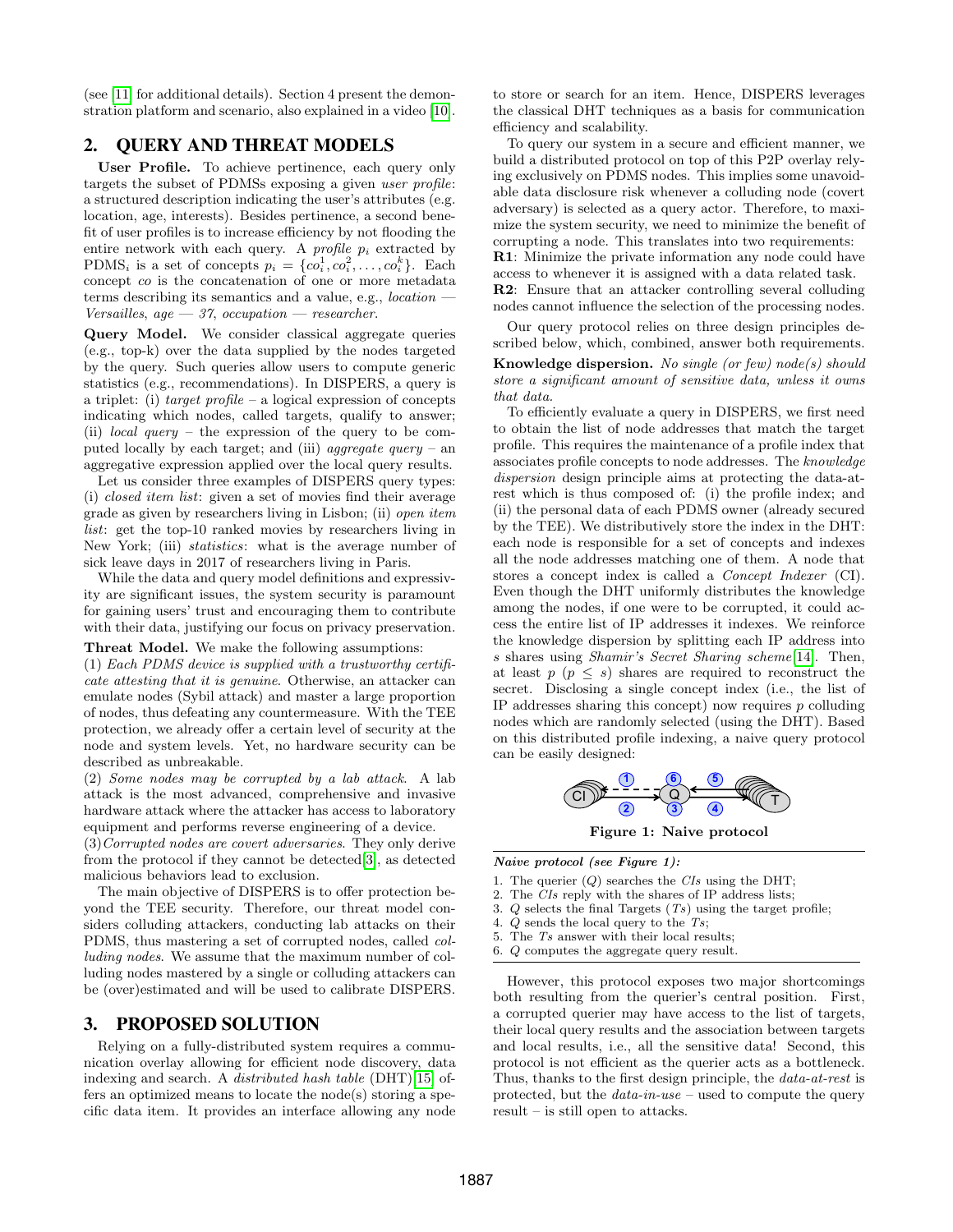(see [11] for additional details). Section 4 present the demonstration platform and scenario, also explained in a video [10].

## 2. QUERY AND THREAT MODELS

**User Profile.** To achieve pertinence, each query only targets the subset of PDMSs exposing a given *user profile*: a structured description indicating the user's attributes (e.g. location, age, interests). Besides pertinence, a second benefit of user profiles is to increase efficiency by not flooding the entire network with each query. A *profile* $p_i$ extracted by $\text{PDMS}_i$ is a set of concepts $p_i = \{co_i^1, co_i^2, \ldots, co_i^k\}$. Each concept *co* is the concatenation of one or more metadata terms describing its semantics and a value, e.g., *location — Versailles*, *age — 37*, *occupation — researcher*.

**Query Model.** We consider classical aggregate queries (e.g., top-k) over the data supplied by the nodes targeted by the query. Such queries allow users to compute generic statistics (e.g., recommendations). In DISPERS, a query is a triplet: (i) *target profile* – a logical expression of concepts indicating which nodes, called targets, qualify to answer; (ii) *local query* – the expression of the query to be computed locally by each target; and (iii) *aggregate query* – an aggregative expression applied over the local query results.

Let us consider three examples of DISPERS query types: (i) *closed item list*: given a set of movies find their average grade as given by researchers living in Lisbon; (ii) *open item list*: get the top-10 ranked movies by researchers living in New York; (iii) *statistics*: what is the average number of sick leave days in 2017 of researchers living in Paris.

While the data and query model definitions and expressivity are significant issues, the system security is paramount for gaining users' trust and encouraging them to contribute with their data, justifying our focus on privacy preservation.

**Threat Model.** We make the following assumptions:
(1) *Each PDMS device is supplied with a trustworthy certificate attesting that it is genuine*. Otherwise, an attacker can emulate nodes (Sybil attack) and master a large proportion of nodes, thus defeating any countermeasure. With the TEE protection, we already offer a certain level of security at the node and system levels. Yet, no hardware security can be described as unbreakable.
(2) *Some nodes may be corrupted by a lab attack*. A lab attack is the most advanced, comprehensive and invasive hardware attack where the attacker has access to laboratory equipment and performs reverse engineering of a device.
(3) *Corrupted nodes are covert adversaries*. They only derive from the protocol if they cannot be detected [3], as detected malicious behaviors lead to exclusion.

The main objective of DISPERS is to offer protection beyond the TEE security. Therefore, our threat model considers colluding attackers, conducting lab attacks on their PDMS, thus mastering a set of corrupted nodes, called *colluding nodes*. We assume that the maximum number of colluding nodes mastered by a single or colluding attackers can be (over)estimated and will be used to calibrate DISPERS.

## 3. PROPOSED SOLUTION

Relying on a fully-distributed system requires a communication overlay allowing for efficient node discovery, data indexing and search. A *distributed hash table* (DHT) [15] offers an optimized means to locate the node(s) storing a specific data item. It provides an interface allowing any node to store or search for an item. Hence, DISPERS leverages the classical DHT techniques as a basis for communication efficiency and scalability.

To query our system in a secure and efficient manner, we build a distributed protocol on top of this P2P overlay relying exclusively on PDMS nodes. This implies some unavoidable data disclosure risk whenever a colluding node (covert adversary) is selected as a query actor. Therefore, to maximize the system security, we need to minimize the benefit of corrupting a node. This translates into two requirements:
**R1**: Minimize the private information any node could have access to whenever it is assigned with a data related task.
**R2**: Ensure that an attacker controlling several colluding nodes cannot influence the selection of the processing nodes.

Our query protocol relies on three design principles described below, which, combined, answer both requirements.

**Knowledge dispersion.** *No single (or few) node(s) should store a significant amount of sensitive data, unless it owns that data.*

To efficiently evaluate a query in DISPERS, we first need to obtain the list of node addresses that match the target profile. This requires the maintenance of a profile index that associates profile concepts to node addresses. The *knowledge dispersion* design principle aims at protecting the data-at-rest which is thus composed of: (i) the profile index; and (ii) the personal data of each PDMS owner (already secured by the TEE). We distributively store the index in the DHT: each node is responsible for a set of concepts and indexes all the node addresses matching one of them. A node that stores a concept index is called a *Concept Indexer* (CI). Even though the DHT uniformly distributes the knowledge among the nodes, if one were to be corrupted, it could access the entire list of IP addresses it indexes. We reinforce the knowledge dispersion by splitting each IP address into $s$ shares using *Shamir's Secret Sharing scheme* [14]. Then, at least $p$ ($p \leq s$) shares are required to reconstruct the secret. Disclosing a single concept index (i.e., the list of IP addresses sharing this concept) now requires $p$ colluding nodes which are randomly selected (using the DHT). Based on this distributed profile indexing, a naive query protocol can be easily designed:

**Figure 1: Naive protocol**

*Naive protocol (see Figure 1):*

1. The querier ($Q$) searches the *CIs* using the DHT;
2. The *CIs* reply with the shares of IP address lists;
3. $Q$ selects the final Targets ($Ts$) using the target profile;
4. $Q$ sends the local query to the $Ts$;
5. The $Ts$ answer with their local results;
6. $Q$ computes the aggregate query result.

However, this protocol exposes two major shortcomings both resulting from the querier's central position. First, a corrupted querier may have access to the list of targets, their local query results and the association between targets and local results, i.e., all the sensitive data! Second, this protocol is not efficient as the querier acts as a bottleneck. Thus, thanks to the first design principle, the *data-at-rest* is protected, but the *data-in-use* – used to compute the query result – is still open to attacks.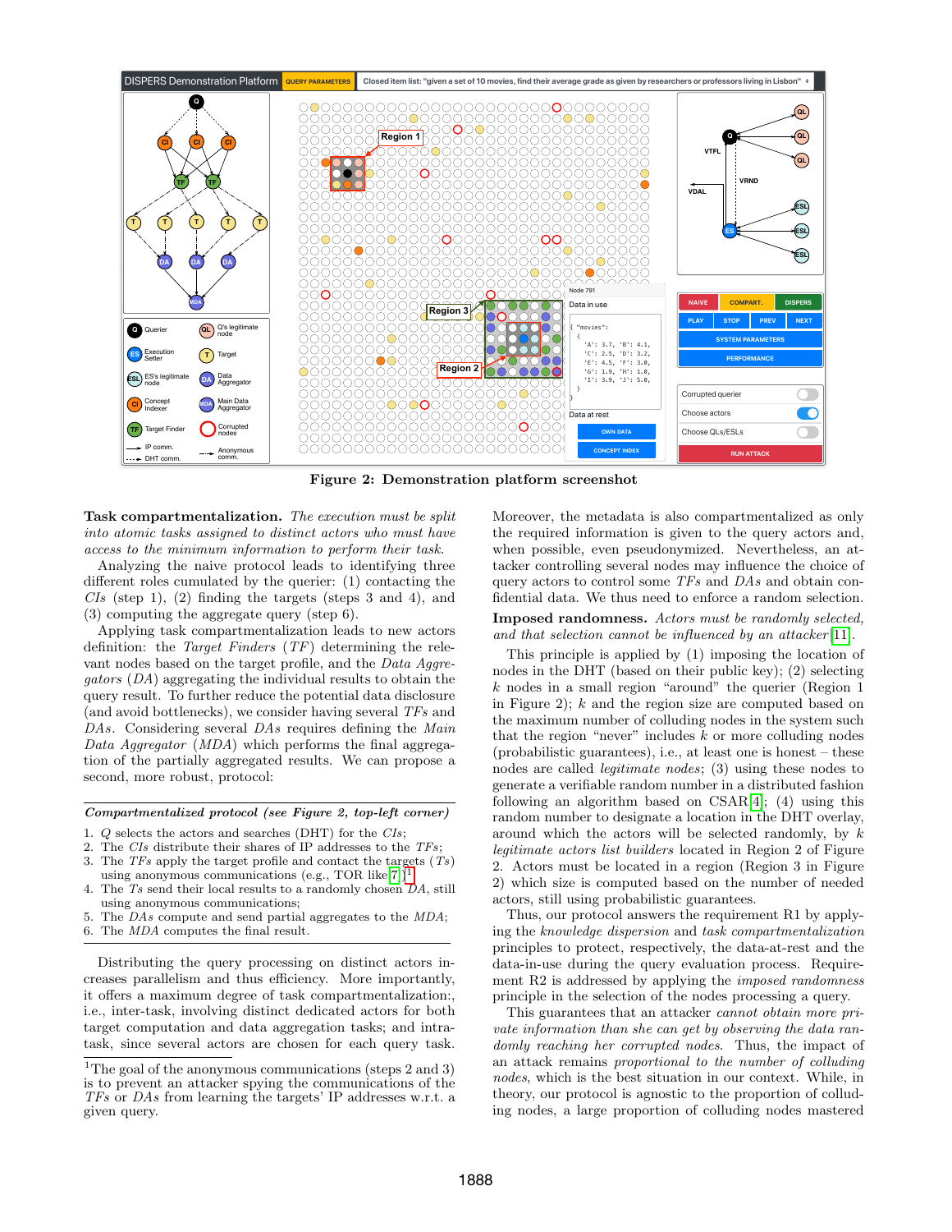Figure 2: Demonstration platform screenshot

**Task compartmentalization.** *The execution must be split into atomic tasks assigned to distinct actors who must have access to the minimum information to perform their task.*

Analyzing the naive protocol leads to identifying three different roles cumulated by the querier: (1) contacting the *CIs* (step 1), (2) finding the targets (steps 3 and 4), and (3) computing the aggregate query (step 6).

Applying task compartmentalization leads to new actors definition: the *Target Finders* (*TF*) determining the relevant nodes based on the target profile, and the *Data Aggregators* (*DA*) aggregating the individual results to obtain the query result. To further reduce the potential data disclosure (and avoid bottlenecks), we consider having several *TFs* and *DAs*. Considering several *DAs* requires defining the *Main Data Aggregator* (*MDA*) which performs the final aggregation of the partially aggregated results. We can propose a second, more robust, protocol:

---

*Compartmentalized protocol (see Figure 2, top-left corner)*

1. *Q* selects the actors and searches (DHT) for the *CIs*;
2. The *CIs* distribute their shares of IP addresses to the *TFs*;
3. The *TFs* apply the target profile and contact the targets (*Ts*) using anonymous communications (e.g., TOR like[7])[1]
4. The *Ts* send their local results to a randomly chosen *DA*, still using anonymous communications;
5. The *DAs* compute and send partial aggregates to the *MDA*;
6. The *MDA* computes the final result.

---

Distributing the query processing on distinct actors increases parallelism and thus efficiency. More importantly, it offers a maximum degree of task compartmentalization:, i.e., inter-task, involving distinct dedicated actors for both target computation and data aggregation tasks; and intra-task, since several actors are chosen for each query task. Moreover, the metadata is also compartmentalized as only the required information is given to the query actors and, when possible, even pseudonymized. Nevertheless, an attacker controlling several nodes may influence the choice of query actors to control some *TFs* and *DAs* and obtain confidential data. We thus need to enforce a random selection.

**Imposed randomness.** *Actors must be randomly selected, and that selection cannot be influenced by an attacker*[11].

This principle is applied by (1) imposing the location of nodes in the DHT (based on their public key); (2) selecting $k$ nodes in a small region "around" the querier (Region 1 in Figure 2); $k$ and the region size are computed based on the maximum number of colluding nodes in the system such that the region "never" includes $k$ or more colluding nodes (probabilistic guarantees), i.e., at least one is honest – these nodes are called *legitimate nodes*; (3) using these nodes to generate a verifiable random number in a distributed fashion following an algorithm based on CSAR[4]; (4) using this random number to designate a location in the DHT overlay, around which the actors will be selected randomly, by $k$ *legitimate actors list builders* located in Region 2 of Figure 2. Actors must be located in a region (Region 3 in Figure 2) which size is computed based on the number of needed actors, still using probabilistic guarantees.

Thus, our protocol answers the requirement R1 by applying the *knowledge dispersion* and *task compartmentalization* principles to protect, respectively, the data-at-rest and the data-in-use during the query evaluation process. Requirement R2 is addressed by applying the *imposed randomness* principle in the selection of the nodes processing a query.

This guarantees that an attacker *cannot obtain more private information than she can get by observing the data randomly reaching her corrupted nodes*. Thus, the impact of an attack remains *proportional to the number of colluding nodes*, which is the best situation in our context. While, in theory, our protocol is agnostic to the proportion of colluding nodes, a large proportion of colluding nodes mastered

[1]The goal of the anonymous communications (steps 2 and 3) is to prevent an attacker spying the communications of the *TFs* or *DAs* from learning the targets' IP addresses w.r.t. a given query.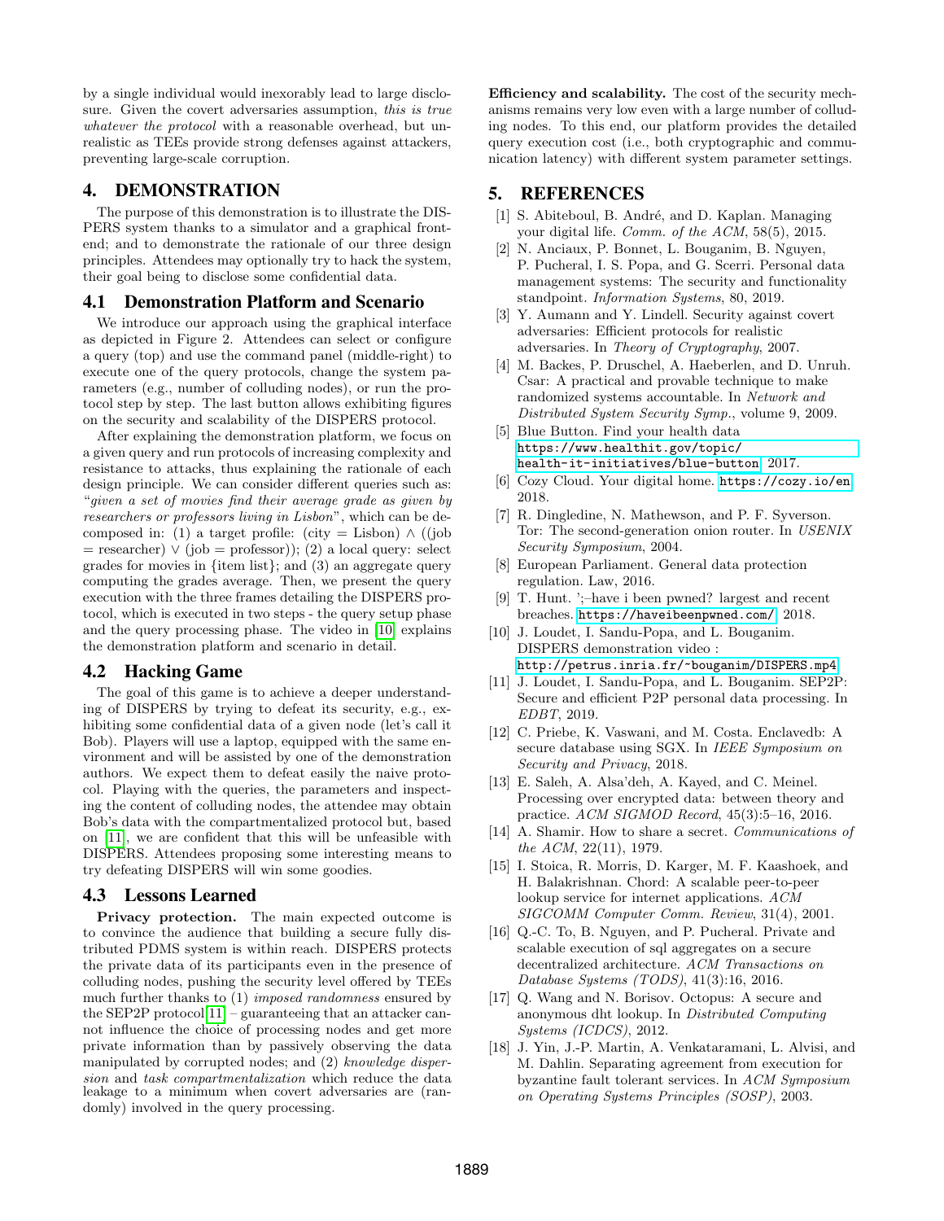by a single individual would inexorably lead to large disclosure. Given the covert adversaries assumption, *this is true whatever the protocol* with a reasonable overhead, but unrealistic as TEEs provide strong defenses against attackers, preventing large-scale corruption.

## 4. DEMONSTRATION

The purpose of this demonstration is to illustrate the DISPERS system thanks to a simulator and a graphical front-end; and to demonstrate the rationale of our three design principles. Attendees may optionally try to hack the system, their goal being to disclose some confidential data.

### 4.1 Demonstration Platform and Scenario

We introduce our approach using the graphical interface as depicted in Figure 2. Attendees can select or configure a query (top) and use the command panel (middle-right) to execute one of the query protocols, change the system parameters (e.g., number of colluding nodes), or run the protocol step by step. The last button allows exhibiting figures on the security and scalability of the DISPERS protocol.

After explaining the demonstration platform, we focus on a given query and run protocols of increasing complexity and resistance to attacks, thus explaining the rationale of each design principle. We can consider different queries such as: "*given a set of movies find their average grade as given by researchers or professors living in Lisbon*", which can be decomposed in: (1) a target profile: (city = Lisbon) $\wedge$ ((job = researcher) $\vee$ (job = professor)); (2) a local query: select grades for movies in {item list}; and (3) an aggregate query computing the grades average. Then, we present the query execution with the three frames detailing the DISPERS protocol, which is executed in two steps - the query setup phase and the query processing phase. The video in [10] explains the demonstration platform and scenario in detail.

### 4.2 Hacking Game

The goal of this game is to achieve a deeper understanding of DISPERS by trying to defeat its security, e.g., exhibiting some confidential data of a given node (let's call it Bob). Players will use a laptop, equipped with the same environment and will be assisted by one of the demonstration authors. We expect them to defeat easily the naive protocol. Playing with the queries, the parameters and inspecting the content of colluding nodes, the attendee may obtain Bob's data with the compartmentalized protocol but, based on [11], we are confident that this will be unfeasible with DISPERS. Attendees proposing some interesting means to try defeating DISPERS will win some goodies.

### 4.3 Lessons Learned

**Privacy protection.** The main expected outcome is to convince the audience that building a secure fully distributed PDMS system is within reach. DISPERS protects the private data of its participants even in the presence of colluding nodes, pushing the security level offered by TEEs much further thanks to (1) *imposed randomness* ensured by the SEP2P protocol [11] – guaranteeing that an attacker cannot influence the choice of processing nodes and get more private information than by passively observing the data manipulated by corrupted nodes; and (2) *knowledge dispersion* and *task compartmentalization* which reduce the data leakage to a minimum when covert adversaries are (randomly) involved in the query processing.

**Efficiency and scalability.** The cost of the security mechanisms remains very low even with a large number of colluding nodes. To this end, our platform provides the detailed query execution cost (i.e., both cryptographic and communication latency) with different system parameter settings.

## 5. REFERENCES

[1] S. Abiteboul, B. André, and D. Kaplan. Managing your digital life. *Comm. of the ACM*, 58(5), 2015.

[2] N. Anciaux, P. Bonnet, L. Bouganim, B. Nguyen, P. Pucheral, I. S. Popa, and G. Scerri. Personal data management systems: The security and functionality standpoint. *Information Systems*, 80, 2019.

[3] Y. Aumann and Y. Lindell. Security against covert adversaries: Efficient protocols for realistic adversaries. In *Theory of Cryptography*, 2007.

[4] M. Backes, P. Druschel, A. Haeberlen, and D. Unruh. Csar: A practical and provable technique to make randomized systems accountable. In *Network and Distributed System Security Symp.*, volume 9, 2009.

[5] Blue Button. Find your health data https://www.healthit.gov/topic/health-it-initiatives/blue-button, 2017.

[6] Cozy Cloud. Your digital home. https://cozy.io/en, 2018.

[7] R. Dingledine, N. Mathewson, and P. F. Syverson. Tor: The second-generation onion router. In *USENIX Security Symposium*, 2004.

[8] European Parliament. General data protection regulation. Law, 2016.

[9] T. Hunt. ';–have i been pwned? largest and recent breaches. https://haveibeenpwned.com/, 2018.

[10] J. Loudet, I. Sandu-Popa, and L. Bouganim. DISPERS demonstration video : http://petrus.inria.fr/~bouganim/DISPERS.mp4.

[11] J. Loudet, I. Sandu-Popa, and L. Bouganim. SEP2P: Secure and efficient P2P personal data processing. In *EDBT*, 2019.

[12] C. Priebe, K. Vaswani, and M. Costa. Enclavedb: A secure database using SGX. In *IEEE Symposium on Security and Privacy*, 2018.

[13] E. Saleh, A. Alsa'deh, A. Kayed, and C. Meinel. Processing over encrypted data: between theory and practice. *ACM SIGMOD Record*, 45(3):5–16, 2016.

[14] A. Shamir. How to share a secret. *Communications of the ACM*, 22(11), 1979.

[15] I. Stoica, R. Morris, D. Karger, M. F. Kaashoek, and H. Balakrishnan. Chord: A scalable peer-to-peer lookup service for internet applications. *ACM SIGCOMM Computer Comm. Review*, 31(4), 2001.

[16] Q.-C. To, B. Nguyen, and P. Pucheral. Private and scalable execution of sql aggregates on a secure decentralized architecture. *ACM Transactions on Database Systems (TODS)*, 41(3):16, 2016.

[17] Q. Wang and N. Borisov. Octopus: A secure and anonymous dht lookup. In *Distributed Computing Systems (ICDCS)*, 2012.

[18] J. Yin, J.-P. Martin, A. Venkataramani, L. Alvisi, and M. Dahlin. Separating agreement from execution for byzantine fault tolerant services. In *ACM Symposium on Operating Systems Principles (SOSP)*, 2003.